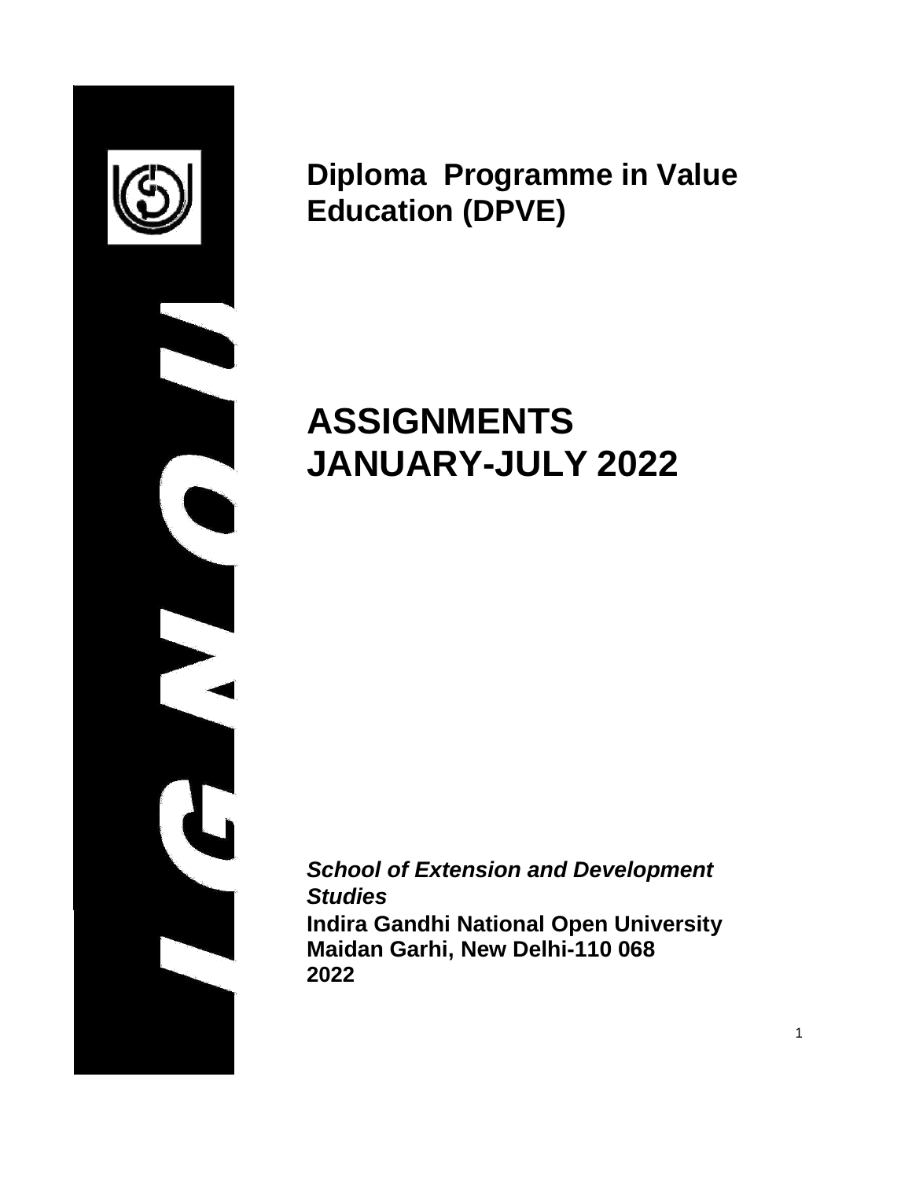# Diploma Programme in Value Education (DPVE)

# ASSIGNMENTS
# JANUARY-JULY 2022

***School of Extension and Development Studies***
**Indira Gandhi National Open University**
**Maidan Garhi, New Delhi-110 068**
**2022**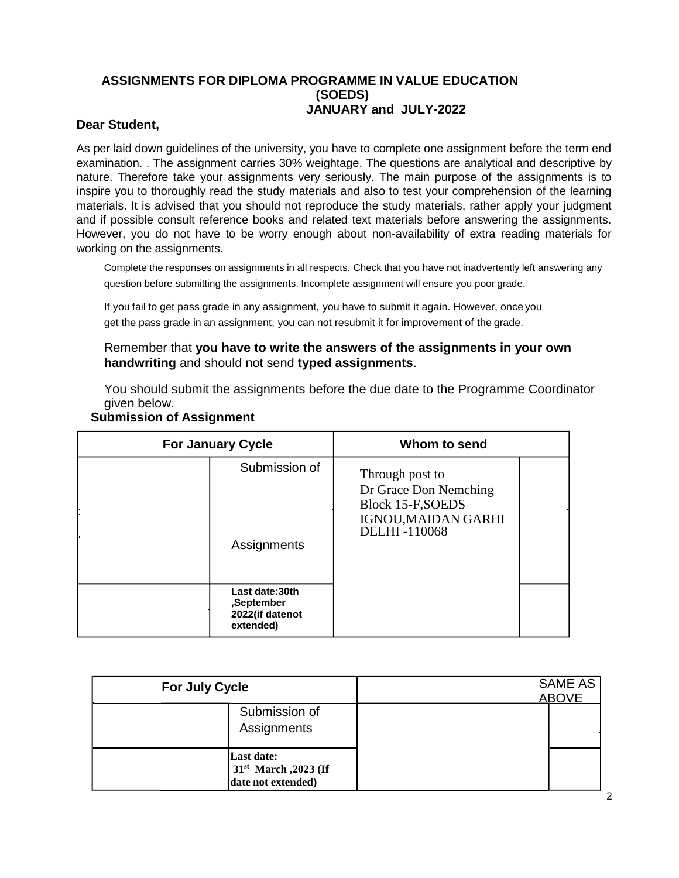# ASSIGNMENTS FOR DIPLOMA PROGRAMME IN VALUE EDUCATION (SOEDS)

## JANUARY and JULY-2022

**Dear Student,**

As per laid down guidelines of the university, you have to complete one assignment before the term end examination. . The assignment carries 30% weightage. The questions are analytical and descriptive by nature. Therefore take your assignments very seriously. The main purpose of the assignments is to inspire you to thoroughly read the study materials and also to test your comprehension of the learning materials. It is advised that you should not reproduce the study materials, rather apply your judgment and if possible consult reference books and related text materials before answering the assignments. However, you do not have to be worry enough about non-availability of extra reading materials for working on the assignments.

Complete the responses on assignments in all respects. Check that you have not inadvertently left answering any question before submitting the assignments. Incomplete assignment will ensure you poor grade.

If you fail to get pass grade in any assignment, you have to submit it again. However, once you get the pass grade in an assignment, you can not resubmit it for improvement of the grade.

Remember that **you have to write the answers of the assignments in your own handwriting** and should not send **typed assignments**.

You should submit the assignments before the due date to the Programme Coordinator given below.

**Submission of Assignment**

| For January Cycle | | Whom to send | |
|---|---|---|---|
| | Submission of Assignments | Through post to Dr Grace Don Nemching Block 15-F,SOEDS IGNOU,MAIDAN GARHI DELHI -110068 | |
| | **Last date:30th ,September 2022(if datenot extended)** | | |

| For July Cycle | | SAME AS ABOVE | |
|---|---|---|---|
| | Submission of Assignments | | |
| | **Last date: 31st March ,2023 (If date not extended)** | | |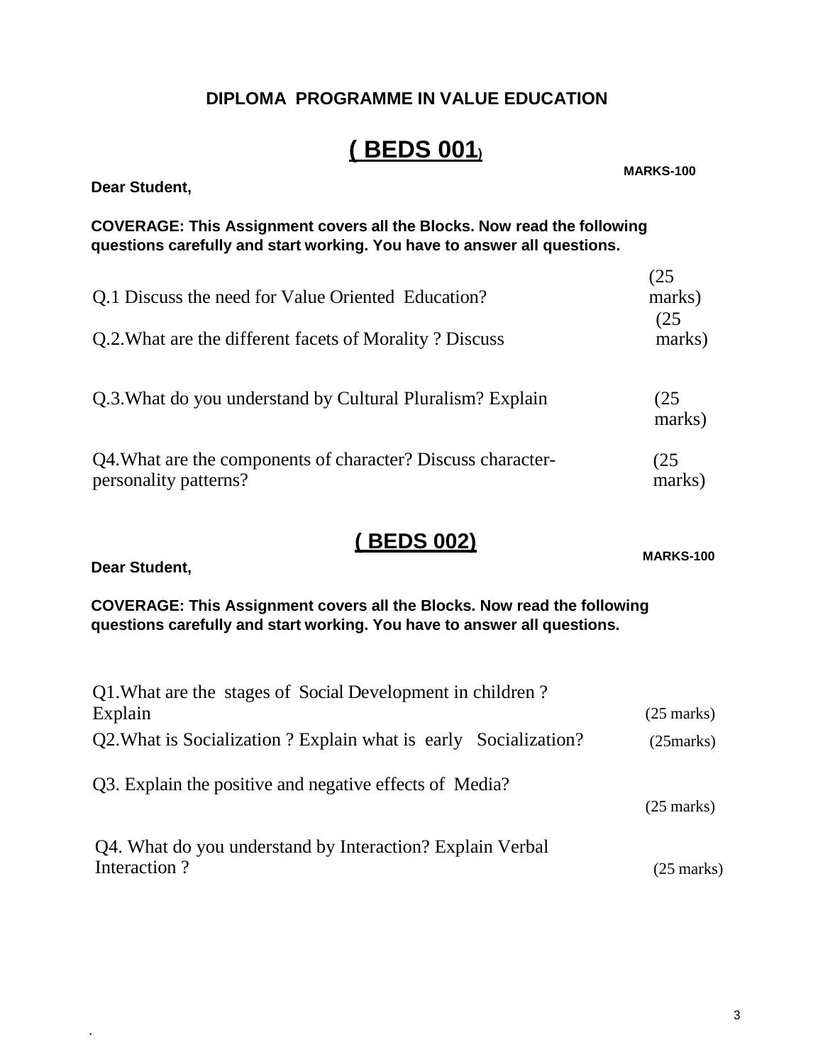**DIPLOMA PROGRAMME IN VALUE EDUCATION**

# ( BEDS 001)

**MARKS-100**

**Dear Student,**

**COVERAGE: This Assignment covers all the Blocks. Now read the following questions carefully and start working. You have to answer all questions.**

Q.1 Discuss the need for Value Oriented Education? (25 marks)

Q.2.What are the different facets of Morality ? Discuss (25 marks)

Q.3.What do you understand by Cultural Pluralism? Explain (25 marks)

Q4.What are the components of character? Discuss character-personality patterns? (25 marks)

# ( BEDS 002)

**MARKS-100**

**Dear Student,**

**COVERAGE: This Assignment covers all the Blocks. Now read the following questions carefully and start working. You have to answer all questions.**

Q1.What are the stages of Social Development in children ? Explain (25 marks)

Q2.What is Socialization ? Explain what is early Socialization? (25marks)

Q3. Explain the positive and negative effects of Media? (25 marks)

Q4. What do you understand by Interaction? Explain Verbal Interaction ? (25 marks)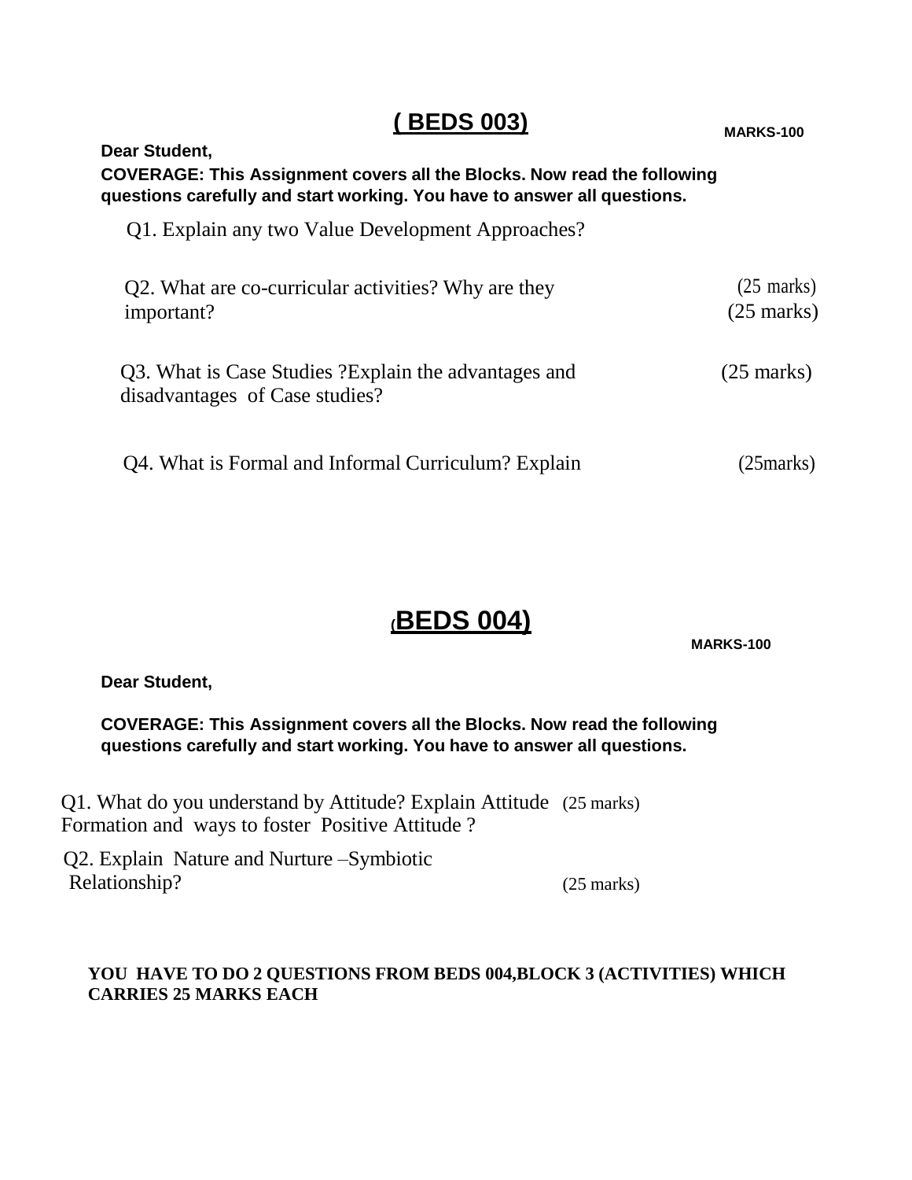## ( BEDS 003)

**MARKS-100**

**Dear Student,**

**COVERAGE: This Assignment covers all the Blocks. Now read the following questions carefully and start working. You have to answer all questions.**

Q1. Explain any two Value Development Approaches? (25 marks)

Q2. What are co-curricular activities? Why are they important? (25 marks)

Q3. What is Case Studies ?Explain the advantages and disadvantages of Case studies? (25 marks)

Q4. What is Formal and Informal Curriculum? Explain (25marks)

## (BEDS 004)

**MARKS-100**

**Dear Student,**

**COVERAGE: This Assignment covers all the Blocks. Now read the following questions carefully and start working. You have to answer all questions.**

Q1. What do you understand by Attitude? Explain Attitude Formation and ways to foster Positive Attitude ? (25 marks)

Q2. Explain Nature and Nurture –Symbiotic Relationship? (25 marks)

**YOU HAVE TO DO 2 QUESTIONS FROM BEDS 004,BLOCK 3 (ACTIVITIES) WHICH CARRIES 25 MARKS EACH**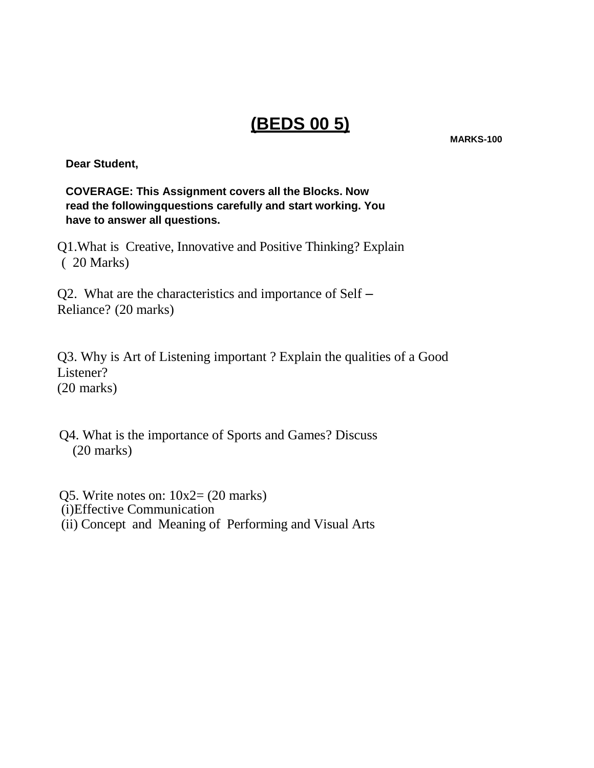# (BEDS 00 5)

**MARKS-100**

**Dear Student,**

**COVERAGE: This Assignment covers all the Blocks. Now read the followingquestions carefully and start working. You have to answer all questions.**

Q1.What is Creative, Innovative and Positive Thinking? Explain ( 20 Marks)

Q2. What are the characteristics and importance of Self – Reliance? (20 marks)

Q3. Why is Art of Listening important ? Explain the qualities of a Good Listener?
(20 marks)

Q4. What is the importance of Sports and Games? Discuss (20 marks)

Q5. Write notes on: 10x2= (20 marks)
(i)Effective Communication
(ii) Concept and Meaning of Performing and Visual Arts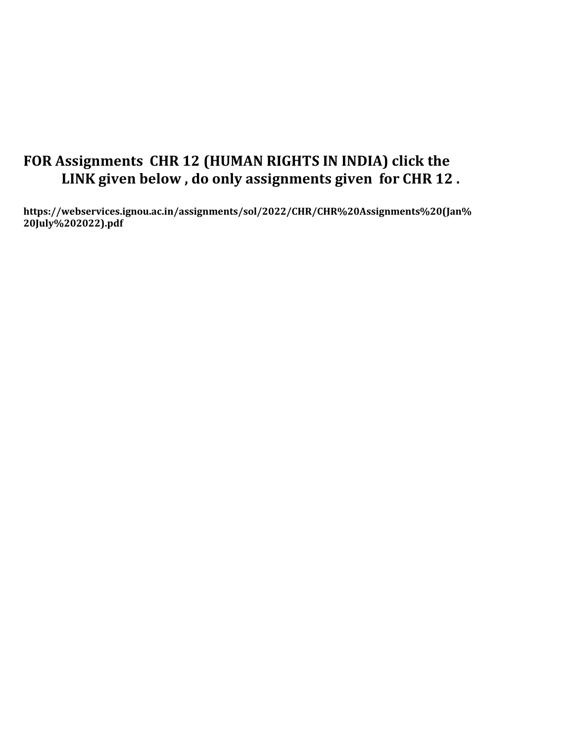**FOR Assignments CHR 12 (HUMAN RIGHTS IN INDIA) click the LINK given below , do only assignments given for CHR 12 .**

**https://webservices.ignou.ac.in/assignments/sol/2022/CHR/CHR%20Assignments%20(Jan%20July%202022).pdf**